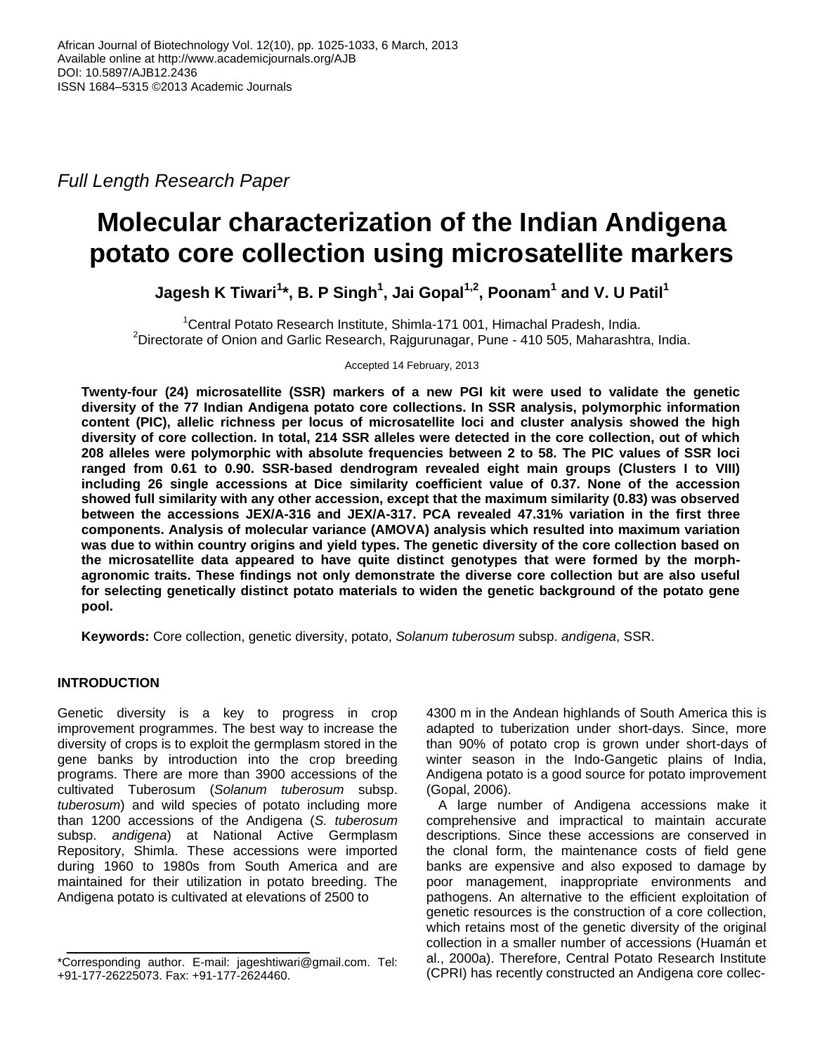*Full Length Research Paper*

# Molecular characterization of the Indian Andigena potato core collection using microsatellite markers

**Jagesh K Tiwari[1]*, B. P Singh[1], Jai Gopal[1,2], Poonam[1] and V. U Patil[1]**

[1]Central Potato Research Institute, Shimla-171 001, Himachal Pradesh, India.
[2]Directorate of Onion and Garlic Research, Rajgurunagar, Pune - 410 505, Maharashtra, India.

Accepted 14 February, 2013

**Twenty-four (24) microsatellite (SSR) markers of a new PGI kit were used to validate the genetic diversity of the 77 Indian Andigena potato core collections. In SSR analysis, polymorphic information content (PIC), allelic richness per locus of microsatellite loci and cluster analysis showed the high diversity of core collection. In total, 214 SSR alleles were detected in the core collection, out of which 208 alleles were polymorphic with absolute frequencies between 2 to 58. The PIC values of SSR loci ranged from 0.61 to 0.90. SSR-based dendrogram revealed eight main groups (Clusters I to VIII) including 26 single accessions at Dice similarity coefficient value of 0.37. None of the accession showed full similarity with any other accession, except that the maximum similarity (0.83) was observed between the accessions JEX/A-316 and JEX/A-317. PCA revealed 47.31% variation in the first three components. Analysis of molecular variance (AMOVA) analysis which resulted into maximum variation was due to within country origins and yield types. The genetic diversity of the core collection based on the microsatellite data appeared to have quite distinct genotypes that were formed by the morph-agronomic traits. These findings not only demonstrate the diverse core collection but are also useful for selecting genetically distinct potato materials to widen the genetic background of the potato gene pool.**

**Keywords:** Core collection, genetic diversity, potato, *Solanum tuberosum* subsp. *andigena*, SSR.

## INTRODUCTION

Genetic diversity is a key to progress in crop improvement programmes. The best way to increase the diversity of crops is to exploit the germplasm stored in the gene banks by introduction into the crop breeding programs. There are more than 3900 accessions of the cultivated Tuberosum (*Solanum tuberosum* subsp. *tuberosum*) and wild species of potato including more than 1200 accessions of the Andigena (*S. tuberosum* subsp. *andigena*) at National Active Germplasm Repository, Shimla. These accessions were imported during 1960 to 1980s from South America and are maintained for their utilization in potato breeding. The Andigena potato is cultivated at elevations of 2500 to 4300 m in the Andean highlands of South America this is adapted to tuberization under short-days. Since, more than 90% of potato crop is grown under short-days of winter season in the Indo-Gangetic plains of India, Andigena potato is a good source for potato improvement (Gopal, 2006).

A large number of Andigena accessions make it comprehensive and impractical to maintain accurate descriptions. Since these accessions are conserved in the clonal form, the maintenance costs of field gene banks are expensive and also exposed to damage by poor management, inappropriate environments and pathogens. An alternative to the efficient exploitation of genetic resources is the construction of a core collection, which retains most of the genetic diversity of the original collection in a smaller number of accessions (Huamán et al., 2000a). Therefore, Central Potato Research Institute (CPRI) has recently constructed an Andigena core collec-

*Corresponding author. E-mail: jageshtiwari@gmail.com. Tel: +91-177-26225073. Fax: +91-177-2624460.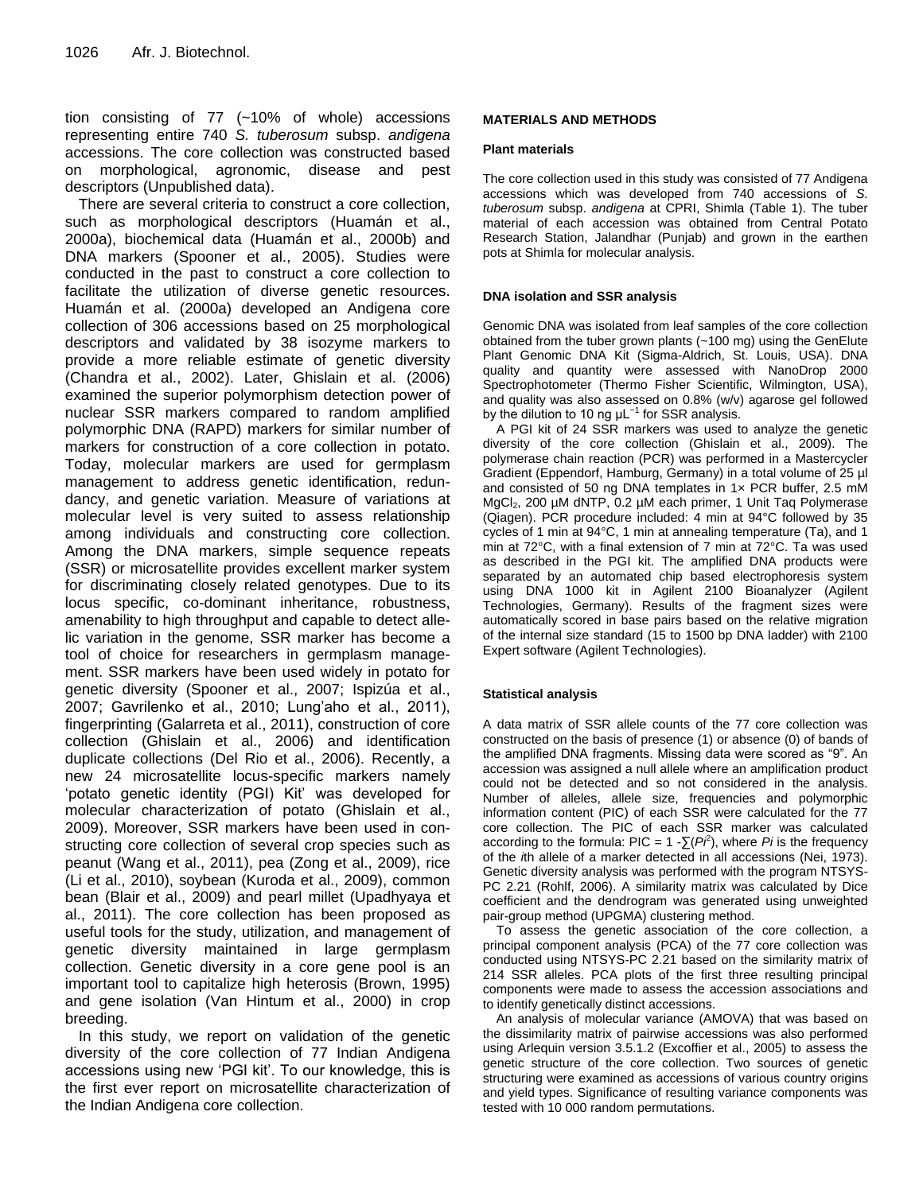tion consisting of 77 (~10% of whole) accessions representing entire 740 *S. tuberosum* subsp. *andigena* accessions. The core collection was constructed based on morphological, agronomic, disease and pest descriptors (Unpublished data).

There are several criteria to construct a core collection, such as morphological descriptors (Huamán et al., 2000a), biochemical data (Huamán et al., 2000b) and DNA markers (Spooner et al., 2005). Studies were conducted in the past to construct a core collection to facilitate the utilization of diverse genetic resources. Huamán et al. (2000a) developed an Andigena core collection of 306 accessions based on 25 morphological descriptors and validated by 38 isozyme markers to provide a more reliable estimate of genetic diversity (Chandra et al., 2002). Later, Ghislain et al. (2006) examined the superior polymorphism detection power of nuclear SSR markers compared to random amplified polymorphic DNA (RAPD) markers for similar number of markers for construction of a core collection in potato. Today, molecular markers are used for germplasm management to address genetic identification, redundancy, and genetic variation. Measure of variations at molecular level is very suited to assess relationship among individuals and constructing core collection. Among the DNA markers, simple sequence repeats (SSR) or microsatellite provides excellent marker system for discriminating closely related genotypes. Due to its locus specific, co-dominant inheritance, robustness, amenability to high throughput and capable to detect allelic variation in the genome, SSR marker has become a tool of choice for researchers in germplasm management. SSR markers have been used widely in potato for genetic diversity (Spooner et al., 2007; Ispizúa et al., 2007; Gavrilenko et al., 2010; Lung'aho et al., 2011), fingerprinting (Galarreta et al., 2011), construction of core collection (Ghislain et al., 2006) and identification duplicate collections (Del Rio et al., 2006). Recently, a new 24 microsatellite locus-specific markers namely 'potato genetic identity (PGI) Kit' was developed for molecular characterization of potato (Ghislain et al., 2009). Moreover, SSR markers have been used in constructing core collection of several crop species such as peanut (Wang et al., 2011), pea (Zong et al., 2009), rice (Li et al., 2010), soybean (Kuroda et al., 2009), common bean (Blair et al., 2009) and pearl millet (Upadhyaya et al., 2011). The core collection has been proposed as useful tools for the study, utilization, and management of genetic diversity maintained in large germplasm collection. Genetic diversity in a core gene pool is an important tool to capitalize high heterosis (Brown, 1995) and gene isolation (Van Hintum et al., 2000) in crop breeding.

In this study, we report on validation of the genetic diversity of the core collection of 77 Indian Andigena accessions using new 'PGI kit'. To our knowledge, this is the first ever report on microsatellite characterization of the Indian Andigena core collection.

## MATERIALS AND METHODS

### Plant materials

The core collection used in this study was consisted of 77 Andigena accessions which was developed from 740 accessions of *S. tuberosum* subsp. *andigena* at CPRI, Shimla (Table 1). The tuber material of each accession was obtained from Central Potato Research Station, Jalandhar (Punjab) and grown in the earthen pots at Shimla for molecular analysis.

### DNA isolation and SSR analysis

Genomic DNA was isolated from leaf samples of the core collection obtained from the tuber grown plants (~100 mg) using the GenElute Plant Genomic DNA Kit (Sigma-Aldrich, St. Louis, USA). DNA quality and quantity were assessed with NanoDrop 2000 Spectrophotometer (Thermo Fisher Scientific, Wilmington, USA), and quality was also assessed on 0.8% (w/v) agarose gel followed by the dilution to 10 ng $\mu L^{-1}$ for SSR analysis.

A PGI kit of 24 SSR markers was used to analyze the genetic diversity of the core collection (Ghislain et al., 2009). The polymerase chain reaction (PCR) was performed in a Mastercycler Gradient (Eppendorf, Hamburg, Germany) in a total volume of 25 µl and consisted of 50 ng DNA templates in 1× PCR buffer, 2.5 mM $MgCl_2$, 200 µM dNTP, 0.2 µM each primer, 1 Unit Taq Polymerase (Qiagen). PCR procedure included: 4 min at 94°C followed by 35 cycles of 1 min at 94°C, 1 min at annealing temperature (Ta), and 1 min at 72°C, with a final extension of 7 min at 72°C. Ta was used as described in the PGI kit. The amplified DNA products were separated by an automated chip based electrophoresis system using DNA 1000 kit in Agilent 2100 Bioanalyzer (Agilent Technologies, Germany). Results of the fragment sizes were automatically scored in base pairs based on the relative migration of the internal size standard (15 to 1500 bp DNA ladder) with 2100 Expert software (Agilent Technologies).

### Statistical analysis

A data matrix of SSR allele counts of the 77 core collection was constructed on the basis of presence (1) or absence (0) of bands of the amplified DNA fragments. Missing data were scored as "9". An accession was assigned a null allele where an amplification product could not be detected and so not considered in the analysis. Number of alleles, allele size, frequencies and polymorphic information content (PIC) of each SSR were calculated for the 77 core collection. The PIC of each SSR marker was calculated according to the formula: $PIC = 1 - \sum(Pi^2)$, where $Pi$ is the frequency of the $i$th allele of a marker detected in all accessions (Nei, 1973). Genetic diversity analysis was performed with the program NTSYS-PC 2.21 (Rohlf, 2006). A similarity matrix was calculated by Dice coefficient and the dendrogram was generated using unweighted pair-group method (UPGMA) clustering method.

To assess the genetic association of the core collection, a principal component analysis (PCA) of the 77 core collection was conducted using NTSYS-PC 2.21 based on the similarity matrix of 214 SSR alleles. PCA plots of the first three resulting principal components were made to assess the accession associations and to identify genetically distinct accessions.

An analysis of molecular variance (AMOVA) that was based on the dissimilarity matrix of pairwise accessions was also performed using Arlequin version 3.5.1.2 (Excoffier et al., 2005) to assess the genetic structure of the core collection. Two sources of genetic structuring were examined as accessions of various country origins and yield types. Significance of resulting variance components was tested with 10 000 random permutations.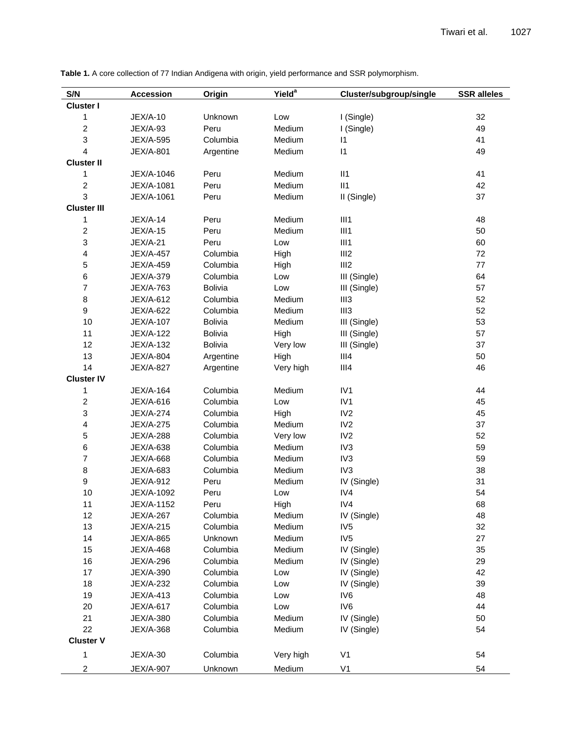**Table 1.** A core collection of 77 Indian Andigena with origin, yield performance and SSR polymorphism.

| S/N | Accession | Origin | Yield[a] | Cluster/subgroup/single | SSR alleles |
|---|---|---|---|---|---|
| **Cluster I** | | | | | |
| 1 | JEX/A-10 | Unknown | Low | I (Single) | 32 |
| 2 | JEX/A-93 | Peru | Medium | I (Single) | 49 |
| 3 | JEX/A-595 | Columbia | Medium | I1 | 41 |
| 4 | JEX/A-801 | Argentine | Medium | I1 | 49 |
| **Cluster II** | | | | | |
| 1 | JEX/A-1046 | Peru | Medium | II1 | 41 |
| 2 | JEX/A-1081 | Peru | Medium | II1 | 42 |
| 3 | JEX/A-1061 | Peru | Medium | II (Single) | 37 |
| **Cluster III** | | | | | |
| 1 | JEX/A-14 | Peru | Medium | III1 | 48 |
| 2 | JEX/A-15 | Peru | Medium | III1 | 50 |
| 3 | JEX/A-21 | Peru | Low | III1 | 60 |
| 4 | JEX/A-457 | Columbia | High | III2 | 72 |
| 5 | JEX/A-459 | Columbia | High | III2 | 77 |
| 6 | JEX/A-379 | Columbia | Low | III (Single) | 64 |
| 7 | JEX/A-763 | Bolivia | Low | III (Single) | 57 |
| 8 | JEX/A-612 | Columbia | Medium | III3 | 52 |
| 9 | JEX/A-622 | Columbia | Medium | III3 | 52 |
| 10 | JEX/A-107 | Bolivia | Medium | III (Single) | 53 |
| 11 | JEX/A-122 | Bolivia | High | III (Single) | 57 |
| 12 | JEX/A-132 | Bolivia | Very low | III (Single) | 37 |
| 13 | JEX/A-804 | Argentine | High | III4 | 50 |
| 14 | JEX/A-827 | Argentine | Very high | III4 | 46 |
| **Cluster IV** | | | | | |
| 1 | JEX/A-164 | Columbia | Medium | IV1 | 44 |
| 2 | JEX/A-616 | Columbia | Low | IV1 | 45 |
| 3 | JEX/A-274 | Columbia | High | IV2 | 45 |
| 4 | JEX/A-275 | Columbia | Medium | IV2 | 37 |
| 5 | JEX/A-288 | Columbia | Very low | IV2 | 52 |
| 6 | JEX/A-638 | Columbia | Medium | IV3 | 59 |
| 7 | JEX/A-668 | Columbia | Medium | IV3 | 59 |
| 8 | JEX/A-683 | Columbia | Medium | IV3 | 38 |
| 9 | JEX/A-912 | Peru | Medium | IV (Single) | 31 |
| 10 | JEX/A-1092 | Peru | Low | IV4 | 54 |
| 11 | JEX/A-1152 | Peru | High | IV4 | 68 |
| 12 | JEX/A-267 | Columbia | Medium | IV (Single) | 48 |
| 13 | JEX/A-215 | Columbia | Medium | IV5 | 32 |
| 14 | JEX/A-865 | Unknown | Medium | IV5 | 27 |
| 15 | JEX/A-468 | Columbia | Medium | IV (Single) | 35 |
| 16 | JEX/A-296 | Columbia | Medium | IV (Single) | 29 |
| 17 | JEX/A-390 | Columbia | Low | IV (Single) | 42 |
| 18 | JEX/A-232 | Columbia | Low | IV (Single) | 39 |
| 19 | JEX/A-413 | Columbia | Low | IV6 | 48 |
| 20 | JEX/A-617 | Columbia | Low | IV6 | 44 |
| 21 | JEX/A-380 | Columbia | Medium | IV (Single) | 50 |
| 22 | JEX/A-368 | Columbia | Medium | IV (Single) | 54 |
| **Cluster V** | | | | | |
| 1 | JEX/A-30 | Columbia | Very high | V1 | 54 |
| 2 | JEX/A-907 | Unknown | Medium | V1 | 54 |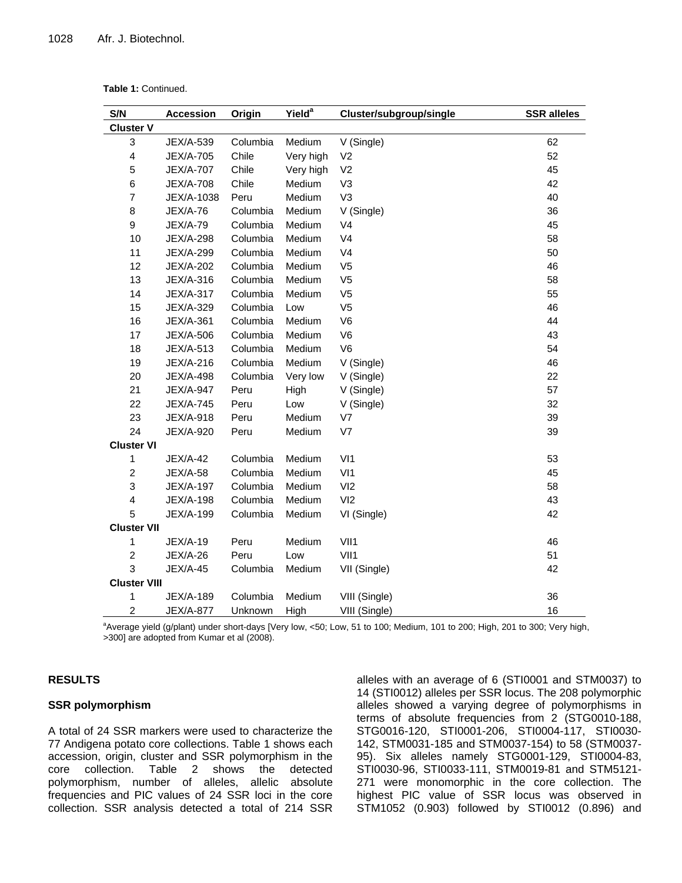**Table 1:** Continued.

| S/N | Accession | Origin | Yield[a] | Cluster/subgroup/single | SSR alleles |
|---|---|---|---|---|---|
| **Cluster V** | | | | | |
| 3 | JEX/A-539 | Columbia | Medium | V (Single) | 62 |
| 4 | JEX/A-705 | Chile | Very high | V2 | 52 |
| 5 | JEX/A-707 | Chile | Very high | V2 | 45 |
| 6 | JEX/A-708 | Chile | Medium | V3 | 42 |
| 7 | JEX/A-1038 | Peru | Medium | V3 | 40 |
| 8 | JEX/A-76 | Columbia | Medium | V (Single) | 36 |
| 9 | JEX/A-79 | Columbia | Medium | V4 | 45 |
| 10 | JEX/A-298 | Columbia | Medium | V4 | 58 |
| 11 | JEX/A-299 | Columbia | Medium | V4 | 50 |
| 12 | JEX/A-202 | Columbia | Medium | V5 | 46 |
| 13 | JEX/A-316 | Columbia | Medium | V5 | 58 |
| 14 | JEX/A-317 | Columbia | Medium | V5 | 55 |
| 15 | JEX/A-329 | Columbia | Low | V5 | 46 |
| 16 | JEX/A-361 | Columbia | Medium | V6 | 44 |
| 17 | JEX/A-506 | Columbia | Medium | V6 | 43 |
| 18 | JEX/A-513 | Columbia | Medium | V6 | 54 |
| 19 | JEX/A-216 | Columbia | Medium | V (Single) | 46 |
| 20 | JEX/A-498 | Columbia | Very low | V (Single) | 22 |
| 21 | JEX/A-947 | Peru | High | V (Single) | 57 |
| 22 | JEX/A-745 | Peru | Low | V (Single) | 32 |
| 23 | JEX/A-918 | Peru | Medium | V7 | 39 |
| 24 | JEX/A-920 | Peru | Medium | V7 | 39 |
| **Cluster VI** | | | | | |
| 1 | JEX/A-42 | Columbia | Medium | VI1 | 53 |
| 2 | JEX/A-58 | Columbia | Medium | VI1 | 45 |
| 3 | JEX/A-197 | Columbia | Medium | VI2 | 58 |
| 4 | JEX/A-198 | Columbia | Medium | VI2 | 43 |
| 5 | JEX/A-199 | Columbia | Medium | VI (Single) | 42 |
| **Cluster VII** | | | | | |
| 1 | JEX/A-19 | Peru | Medium | VII1 | 46 |
| 2 | JEX/A-26 | Peru | Low | VII1 | 51 |
| 3 | JEX/A-45 | Columbia | Medium | VII (Single) | 42 |
| **Cluster VIII** | | | | | |
| 1 | JEX/A-189 | Columbia | Medium | VIII (Single) | 36 |
| 2 | JEX/A-877 | Unknown | High | VIII (Single) | 16 |

[a]Average yield (g/plant) under short-days [Very low, <50; Low, 51 to 100; Medium, 101 to 200; High, 201 to 300; Very high, >300] are adopted from Kumar et al (2008).

## RESULTS

### SSR polymorphism

A total of 24 SSR markers were used to characterize the 77 Andigena potato core collections. Table 1 shows each accession, origin, cluster and SSR polymorphism in the core collection. Table 2 shows the detected polymorphism, number of alleles, allelic absolute frequencies and PIC values of 24 SSR loci in the core collection. SSR analysis detected a total of 214 SSR alleles with an average of 6 (STI0001 and STM0037) to 14 (STI0012) alleles per SSR locus. The 208 polymorphic alleles showed a varying degree of polymorphisms in terms of absolute frequencies from 2 (STG0010-188, STG0016-120, STI0001-206, STI0004-117, STI0030-142, STM0031-185 and STM0037-154) to 58 (STM0037-95). Six alleles namely STG0001-129, STI0004-83, STI0030-96, STI0033-111, STM0019-81 and STM5121-271 were monomorphic in the core collection. The highest PIC value of SSR locus was observed in STM1052 (0.903) followed by STI0012 (0.896) and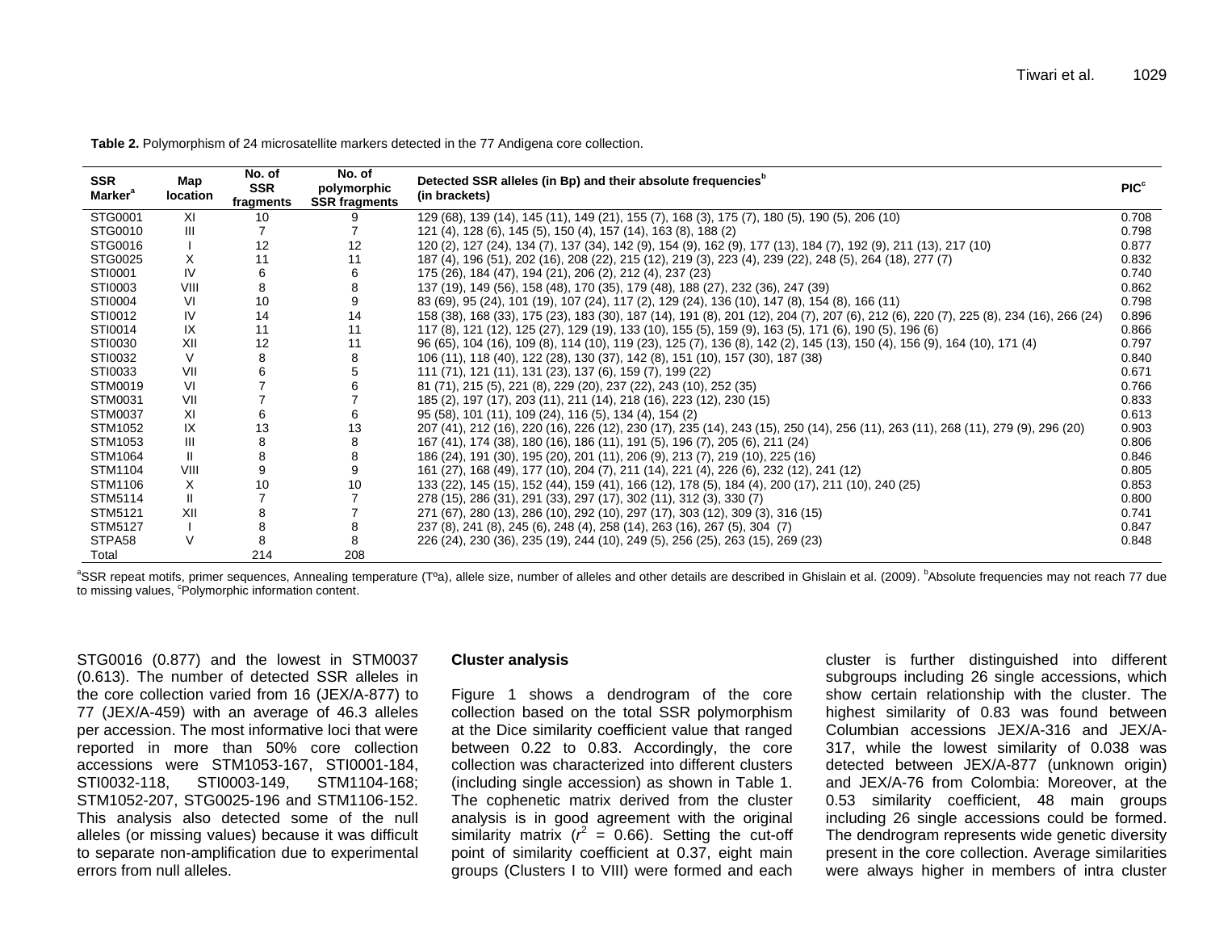**Table 2.** Polymorphism of 24 microsatellite markers detected in the 77 Andigena core collection.

| SSR Marker[a] | Map location | No. of SSR fragments | No. of polymorphic SSR fragments | Detected SSR alleles (in Bp) and their absolute frequencies[b] (in brackets) | PIC[c] |
|---|---|---|---|---|---|
| STG0001 | XI | 10 | 9 | 129 (68), 139 (14), 145 (11), 149 (21), 155 (7), 168 (3), 175 (7), 180 (5), 190 (5), 206 (10) | 0.708 |
| STG0010 | III | 7 | 7 | 121 (4), 128 (6), 145 (5), 150 (4), 157 (14), 163 (8), 188 (2) | 0.798 |
| STG0016 | I | 12 | 12 | 120 (2), 127 (24), 134 (7), 137 (34), 142 (9), 154 (9), 162 (9), 177 (13), 184 (7), 192 (9), 211 (13), 217 (10) | 0.877 |
| STG0025 | X | 11 | 11 | 187 (4), 196 (51), 202 (16), 208 (22), 215 (12), 219 (3), 223 (4), 239 (22), 248 (5), 264 (18), 277 (7) | 0.832 |
| STI0001 | IV | 6 | 6 | 175 (26), 184 (47), 194 (21), 206 (2), 212 (4), 237 (23) | 0.740 |
| STI0003 | VIII | 8 | 8 | 137 (19), 149 (56), 158 (48), 170 (35), 179 (48), 188 (27), 232 (36), 247 (39) | 0.862 |
| STI0004 | VI | 10 | 9 | 83 (69), 95 (24), 101 (19), 107 (24), 117 (2), 129 (24), 136 (10), 147 (8), 154 (8), 166 (11) | 0.798 |
| STI0012 | IV | 14 | 14 | 158 (38), 168 (33), 175 (23), 183 (30), 187 (14), 191 (8), 201 (12), 204 (7), 207 (6), 212 (6), 220 (7), 225 (8), 234 (16), 266 (24) | 0.896 |
| STI0014 | IX | 11 | 11 | 117 (8), 121 (12), 125 (27), 129 (19), 133 (10), 155 (5), 159 (9), 163 (5), 171 (6), 190 (5), 196 (6) | 0.866 |
| STI0030 | XII | 12 | 11 | 96 (65), 104 (16), 109 (8), 114 (10), 119 (23), 125 (7), 136 (8), 142 (2), 145 (13), 150 (4), 156 (9), 164 (10), 171 (4) | 0.797 |
| STI0032 | V | 8 | 8 | 106 (11), 118 (40), 122 (28), 130 (37), 142 (8), 151 (10), 157 (30), 187 (38) | 0.840 |
| STI0033 | VII | 6 | 5 | 111 (71), 121 (11), 131 (23), 137 (6), 159 (7), 199 (22) | 0.671 |
| STM0019 | VI | 7 | 6 | 81 (71), 215 (5), 221 (8), 229 (20), 237 (22), 243 (10), 252 (35) | 0.766 |
| STM0031 | VII | 7 | 7 | 185 (2), 197 (17), 203 (11), 211 (14), 218 (16), 223 (12), 230 (15) | 0.833 |
| STM0037 | XI | 6 | 6 | 95 (58), 101 (11), 109 (24), 116 (5), 134 (4), 154 (2) | 0.613 |
| STM1052 | IX | 13 | 13 | 207 (41), 212 (16), 220 (16), 226 (12), 230 (17), 235 (14), 243 (15), 250 (14), 256 (11), 263 (11), 268 (11), 279 (9), 296 (20) | 0.903 |
| STM1053 | III | 8 | 8 | 167 (41), 174 (38), 180 (16), 186 (11), 191 (5), 196 (7), 205 (6), 211 (24) | 0.806 |
| STM1064 | II | 8 | 8 | 186 (24), 191 (30), 195 (20), 201 (11), 206 (9), 213 (7), 219 (10), 225 (16) | 0.846 |
| STM1104 | VIII | 9 | 9 | 161 (27), 168 (49), 177 (10), 204 (7), 211 (14), 221 (4), 226 (6), 232 (12), 241 (12) | 0.805 |
| STM1106 | X | 10 | 10 | 133 (22), 145 (15), 152 (44), 159 (41), 166 (12), 178 (5), 184 (4), 200 (17), 211 (10), 240 (25) | 0.853 |
| STM5114 | II | 7 | 7 | 278 (15), 286 (31), 291 (33), 297 (17), 302 (11), 312 (3), 330 (7) | 0.800 |
| STM5121 | XII | 8 | 7 | 271 (67), 280 (13), 286 (10), 292 (10), 297 (17), 303 (12), 309 (3), 316 (15) | 0.741 |
| STM5127 | I | 8 | 8 | 237 (8), 241 (8), 245 (6), 248 (4), 258 (14), 263 (16), 267 (5), 304 (7) | 0.847 |
| STPA58 | V | 8 | 8 | 226 (24), 230 (36), 235 (19), 244 (10), 249 (5), 256 (25), 263 (15), 269 (23) | 0.848 |
| Total | | 214 | 208 | | |

[a]SSR repeat motifs, primer sequences, Annealing temperature (Tºa), allele size, number of alleles and other details are described in Ghislain et al. (2009). [b]Absolute frequencies may not reach 77 due to missing values, [c]Polymorphic information content.

STG0016 (0.877) and the lowest in STM0037 (0.613). The number of detected SSR alleles in the core collection varied from 16 (JEX/A-877) to 77 (JEX/A-459) with an average of 46.3 alleles per accession. The most informative loci that were reported in more than 50% core collection accessions were STM1053-167, STI0001-184, STI0032-118, STI0003-149, STM1104-168; STM1052-207, STG0025-196 and STM1106-152. This analysis also detected some of the null alleles (or missing values) because it was difficult to separate non-amplification due to experimental errors from null alleles.

### Cluster analysis

Figure 1 shows a dendrogram of the core collection based on the total SSR polymorphism at the Dice similarity coefficient value that ranged between 0.22 to 0.83. Accordingly, the core collection was characterized into different clusters (including single accession) as shown in Table 1. The cophenetic matrix derived from the cluster analysis is in good agreement with the original similarity matrix ($r^2$ = 0.66). Setting the cut-off point of similarity coefficient at 0.37, eight main groups (Clusters I to VIII) were formed and each cluster is further distinguished into different subgroups including 26 single accessions, which show certain relationship with the cluster. The highest similarity of 0.83 was found between Columbian accessions JEX/A-316 and JEX/A-317, while the lowest similarity of 0.038 was detected between JEX/A-877 (unknown origin) and JEX/A-76 from Colombia: Moreover, at the 0.53 similarity coefficient, 48 main groups including 26 single accessions could be formed. The dendrogram represents wide genetic diversity present in the core collection. Average similarities were always higher in members of intra cluster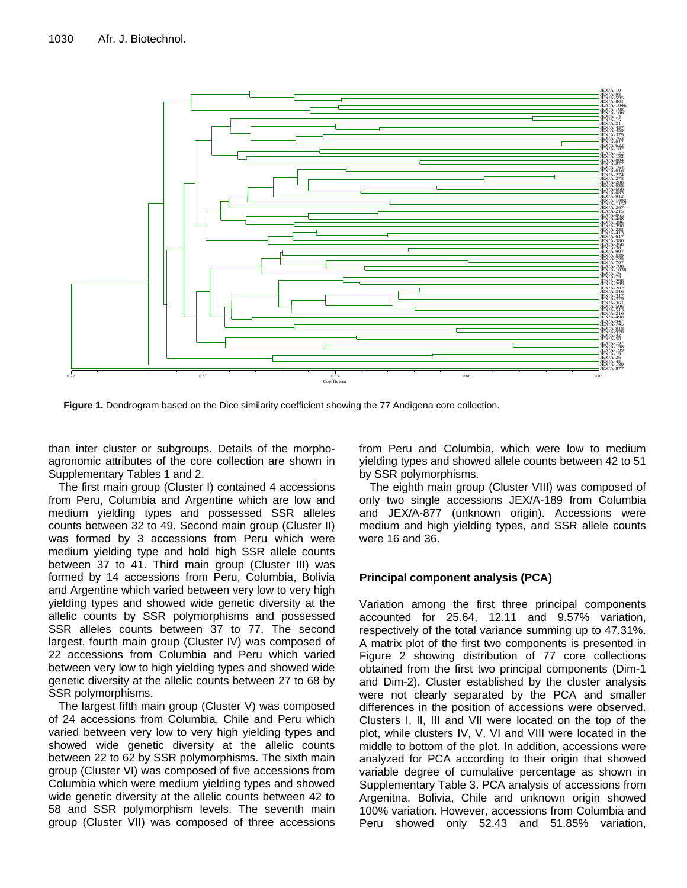**Figure 1.** Dendrogram based on the Dice similarity coefficient showing the 77 Andigena core collection.

than inter cluster or subgroups. Details of the morpho-agronomic attributes of the core collection are shown in Supplementary Tables 1 and 2.

The first main group (Cluster I) contained 4 accessions from Peru, Columbia and Argentine which are low and medium yielding types and possessed SSR alleles counts between 32 to 49. Second main group (Cluster II) was formed by 3 accessions from Peru which were medium yielding type and hold high SSR allele counts between 37 to 41. Third main group (Cluster III) was formed by 14 accessions from Peru, Columbia, Bolivia and Argentine which varied between very low to very high yielding types and showed wide genetic diversity at the allelic counts by SSR polymorphisms and possessed SSR alleles counts between 37 to 77. The second largest, fourth main group (Cluster IV) was composed of 22 accessions from Columbia and Peru which varied between very low to high yielding types and showed wide genetic diversity at the allelic counts between 27 to 68 by SSR polymorphisms.

The largest fifth main group (Cluster V) was composed of 24 accessions from Columbia, Chile and Peru which varied between very low to very high yielding types and showed wide genetic diversity at the allelic counts between 22 to 62 by SSR polymorphisms. The sixth main group (Cluster VI) was composed of five accessions from Columbia which were medium yielding types and showed wide genetic diversity at the allelic counts between 42 to 58 and SSR polymorphism levels. The seventh main group (Cluster VII) was composed of three accessions from Peru and Columbia, which were low to medium yielding types and showed allele counts between 42 to 51 by SSR polymorphisms.

The eighth main group (Cluster VIII) was composed of only two single accessions JEX/A-189 from Columbia and JEX/A-877 (unknown origin). Accessions were medium and high yielding types, and SSR allele counts were 16 and 36.

## Principal component analysis (PCA)

Variation among the first three principal components accounted for 25.64, 12.11 and 9.57% variation, respectively of the total variance summing up to 47.31%. A matrix plot of the first two components is presented in Figure 2 showing distribution of 77 core collections obtained from the first two principal components (Dim-1 and Dim-2). Cluster established by the cluster analysis were not clearly separated by the PCA and smaller differences in the position of accessions were observed. Clusters I, II, III and VII were located on the top of the plot, while clusters IV, V, VI and VIII were located in the middle to bottom of the plot. In addition, accessions were analyzed for PCA according to their origin that showed variable degree of cumulative percentage as shown in Supplementary Table 3. PCA analysis of accessions from Argenitna, Bolivia, Chile and unknown origin showed 100% variation. However, accessions from Columbia and Peru showed only 52.43 and 51.85% variation,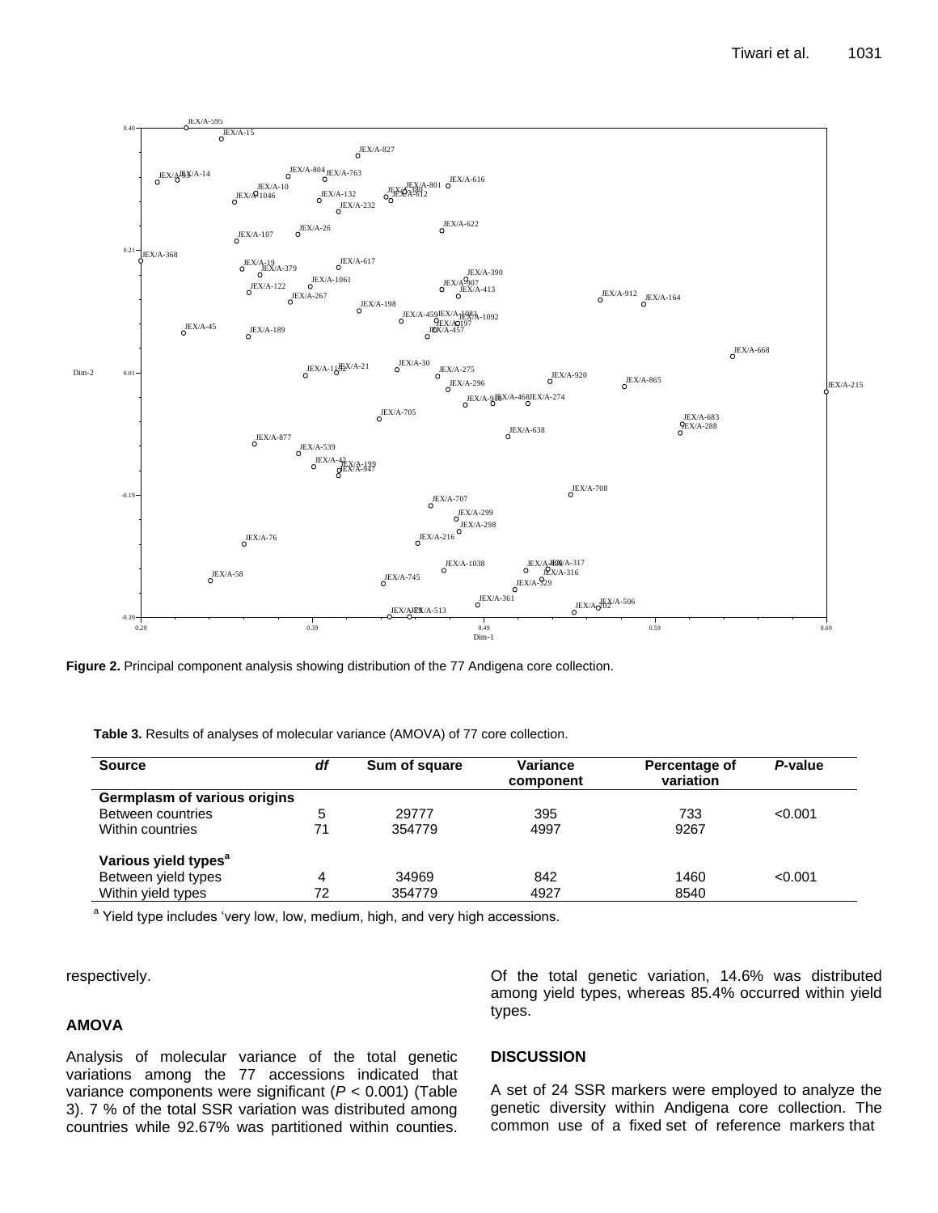**Figure 2.** Principal component analysis showing distribution of the 77 Andigena core collection.

**Table 3.** Results of analyses of molecular variance (AMOVA) of 77 core collection.

| Source | *df* | Sum of square | Variance component | Percentage of variation | *P*-value |
|---|---|---|---|---|---|
| **Germplasm of various origins** | | | | | |
| Between countries | 5 | 29777 | 395 | 733 | <0.001 |
| Within countries | 71 | 354779 | 4997 | 9267 | |
| **Various yield types[a]** | | | | | |
| Between yield types | 4 | 34969 | 842 | 1460 | <0.001 |
| Within yield types | 72 | 354779 | 4927 | 8540 | |

[a] Yield type includes 'very low, low, medium, high, and very high accessions.

respectively.

## AMOVA

Analysis of molecular variance of the total genetic variations among the 77 accessions indicated that variance components were significant ($P$ < 0.001) (Table 3). 7 % of the total SSR variation was distributed among countries while 92.67% was partitioned within counties. Of the total genetic variation, 14.6% was distributed among yield types, whereas 85.4% occurred within yield types.

## DISCUSSION

A set of 24 SSR markers were employed to analyze the genetic diversity within Andigena core collection. The common use of a fixed set of reference markers that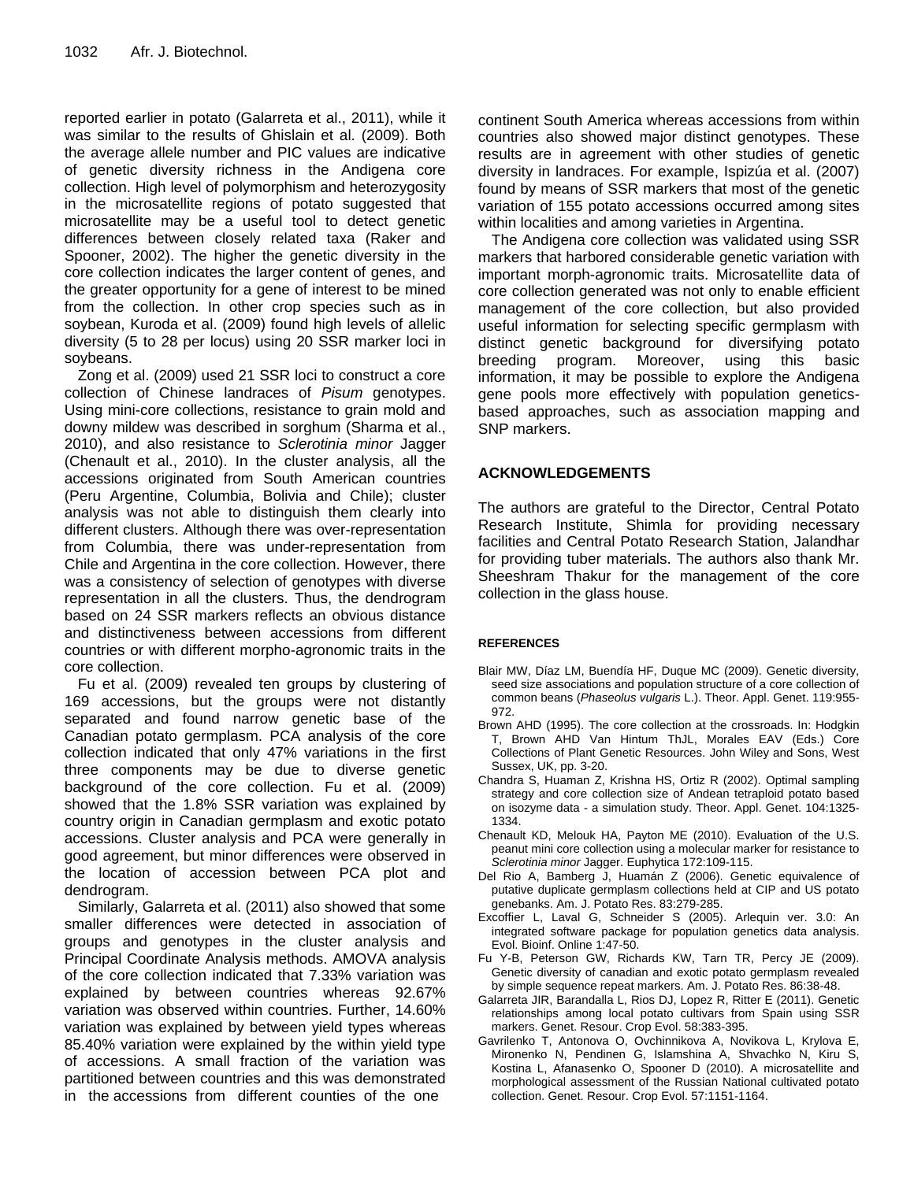reported earlier in potato (Galarreta et al., 2011), while it was similar to the results of Ghislain et al. (2009). Both the average allele number and PIC values are indicative of genetic diversity richness in the Andigena core collection. High level of polymorphism and heterozygosity in the microsatellite regions of potato suggested that microsatellite may be a useful tool to detect genetic differences between closely related taxa (Raker and Spooner, 2002). The higher the genetic diversity in the core collection indicates the larger content of genes, and the greater opportunity for a gene of interest to be mined from the collection. In other crop species such as in soybean, Kuroda et al. (2009) found high levels of allelic diversity (5 to 28 per locus) using 20 SSR marker loci in soybeans.

Zong et al. (2009) used 21 SSR loci to construct a core collection of Chinese landraces of *Pisum* genotypes. Using mini-core collections, resistance to grain mold and downy mildew was described in sorghum (Sharma et al., 2010), and also resistance to *Sclerotinia minor* Jagger (Chenault et al., 2010). In the cluster analysis, all the accessions originated from South American countries (Peru Argentine, Columbia, Bolivia and Chile); cluster analysis was not able to distinguish them clearly into different clusters. Although there was over-representation from Columbia, there was under-representation from Chile and Argentina in the core collection. However, there was a consistency of selection of genotypes with diverse representation in all the clusters. Thus, the dendrogram based on 24 SSR markers reflects an obvious distance and distinctiveness between accessions from different countries or with different morpho-agronomic traits in the core collection.

Fu et al. (2009) revealed ten groups by clustering of 169 accessions, but the groups were not distantly separated and found narrow genetic base of the Canadian potato germplasm. PCA analysis of the core collection indicated that only 47% variations in the first three components may be due to diverse genetic background of the core collection. Fu et al. (2009) showed that the 1.8% SSR variation was explained by country origin in Canadian germplasm and exotic potato accessions. Cluster analysis and PCA were generally in good agreement, but minor differences were observed in the location of accession between PCA plot and dendrogram.

Similarly, Galarreta et al. (2011) also showed that some smaller differences were detected in association of groups and genotypes in the cluster analysis and Principal Coordinate Analysis methods. AMOVA analysis of the core collection indicated that 7.33% variation was explained by between countries whereas 92.67% variation was observed within countries. Further, 14.60% variation was explained by between yield types whereas 85.40% variation were explained by the within yield type of accessions. A small fraction of the variation was partitioned between countries and this was demonstrated in the accessions from different counties of the one continent South America whereas accessions from within countries also showed major distinct genotypes. These results are in agreement with other studies of genetic diversity in landraces. For example, Ispizúa et al. (2007) found by means of SSR markers that most of the genetic variation of 155 potato accessions occurred among sites within localities and among varieties in Argentina.

The Andigena core collection was validated using SSR markers that harbored considerable genetic variation with important morph-agronomic traits. Microsatellite data of core collection generated was not only to enable efficient management of the core collection, but also provided useful information for selecting specific germplasm with distinct genetic background for diversifying potato breeding program. Moreover, using this basic information, it may be possible to explore the Andigena gene pools more effectively with population genetics-based approaches, such as association mapping and SNP markers.

## ACKNOWLEDGEMENTS

The authors are grateful to the Director, Central Potato Research Institute, Shimla for providing necessary facilities and Central Potato Research Station, Jalandhar for providing tuber materials. The authors also thank Mr. Sheeshram Thakur for the management of the core collection in the glass house.

## REFERENCES

Blair MW, Díaz LM, Buendía HF, Duque MC (2009). Genetic diversity, seed size associations and population structure of a core collection of common beans (*Phaseolus vulgaris* L.). Theor. Appl. Genet. 119:955-972.

Brown AHD (1995). The core collection at the crossroads. In: Hodgkin T, Brown AHD Van Hintum ThJL, Morales EAV (Eds.) Core Collections of Plant Genetic Resources. John Wiley and Sons, West Sussex, UK, pp. 3-20.

Chandra S, Huaman Z, Krishna HS, Ortiz R (2002). Optimal sampling strategy and core collection size of Andean tetraploid potato based on isozyme data - a simulation study. Theor. Appl. Genet. 104:1325-1334.

Chenault KD, Melouk HA, Payton ME (2010). Evaluation of the U.S. peanut mini core collection using a molecular marker for resistance to *Sclerotinia minor* Jagger. Euphytica 172:109-115.

Del Rio A, Bamberg J, Huamán Z (2006). Genetic equivalence of putative duplicate germplasm collections held at CIP and US potato genebanks. Am. J. Potato Res. 83:279-285.

Excoffier L, Laval G, Schneider S (2005). Arlequin ver. 3.0: An integrated software package for population genetics data analysis. Evol. Bioinf. Online 1:47-50.

Fu Y-B, Peterson GW, Richards KW, Tarn TR, Percy JE (2009). Genetic diversity of canadian and exotic potato germplasm revealed by simple sequence repeat markers. Am. J. Potato Res. 86:38-48.

Galarreta JIR, Barandalla L, Rios DJ, Lopez R, Ritter E (2011). Genetic relationships among local potato cultivars from Spain using SSR markers. Genet. Resour. Crop Evol. 58:383-395.

Gavrilenko T, Antonova O, Ovchinnikova A, Novikova L, Krylova E, Mironenko N, Pendinen G, Islamshina A, Shvachko N, Kiru S, Kostina L, Afanasenko O, Spooner D (2010). A microsatellite and morphological assessment of the Russian National cultivated potato collection. Genet. Resour. Crop Evol. 57:1151-1164.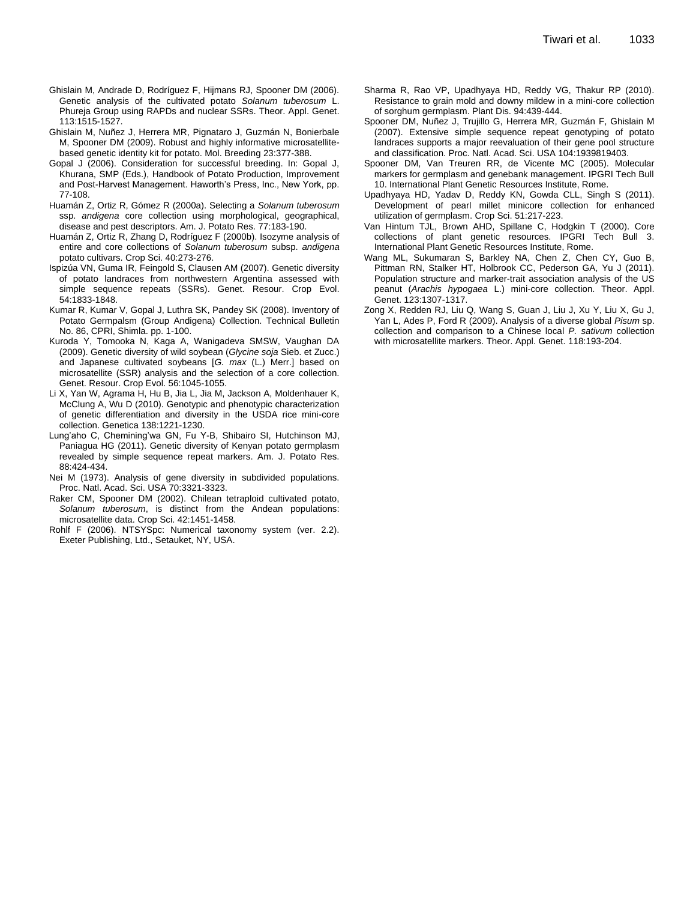Ghislain M, Andrade D, Rodríguez F, Hijmans RJ, Spooner DM (2006). Genetic analysis of the cultivated potato *Solanum tuberosum* L. Phureja Group using RAPDs and nuclear SSRs. Theor. Appl. Genet. 113:1515-1527.

Ghislain M, Nuñez J, Herrera MR, Pignataro J, Guzmán N, Bonierbale M, Spooner DM (2009). Robust and highly informative microsatellite-based genetic identity kit for potato. Mol. Breeding 23:377-388.

Gopal J (2006). Consideration for successful breeding. In: Gopal J, Khurana, SMP (Eds.), Handbook of Potato Production, Improvement and Post-Harvest Management. Haworth's Press, Inc., New York, pp. 77-108.

Huamán Z, Ortiz R, Gómez R (2000a). Selecting a *Solanum tuberosum* ssp. *andigena* core collection using morphological, geographical, disease and pest descriptors. Am. J. Potato Res. 77:183-190.

Huamán Z, Ortiz R, Zhang D, Rodríguez F (2000b). Isozyme analysis of entire and core collections of *Solanum tuberosum* subsp. *andigena* potato cultivars. Crop Sci. 40:273-276.

Ispizúa VN, Guma IR, Feingold S, Clausen AM (2007). Genetic diversity of potato landraces from northwestern Argentina assessed with simple sequence repeats (SSRs). Genet. Resour. Crop Evol. 54:1833-1848.

Kumar R, Kumar V, Gopal J, Luthra SK, Pandey SK (2008). Inventory of Potato Germpalsm (Group Andigena) Collection. Technical Bulletin No. 86, CPRI, Shimla. pp. 1-100.

Kuroda Y, Tomooka N, Kaga A, Wanigadeva SMSW, Vaughan DA (2009). Genetic diversity of wild soybean (*Glycine soja* Sieb. et Zucc.) and Japanese cultivated soybeans [*G. max* (L.) Merr.] based on microsatellite (SSR) analysis and the selection of a core collection. Genet. Resour. Crop Evol. 56:1045-1055.

Li X, Yan W, Agrama H, Hu B, Jia L, Jia M, Jackson A, Moldenhauer K, McClung A, Wu D (2010). Genotypic and phenotypic characterization of genetic differentiation and diversity in the USDA rice mini-core collection. Genetica 138:1221-1230.

Lung'aho C, Chemining'wa GN, Fu Y-B, Shibairo SI, Hutchinson MJ, Paniagua HG (2011). Genetic diversity of Kenyan potato germplasm revealed by simple sequence repeat markers. Am. J. Potato Res. 88:424-434.

Nei M (1973). Analysis of gene diversity in subdivided populations. Proc. Natl. Acad. Sci. USA 70:3321-3323.

Raker CM, Spooner DM (2002). Chilean tetraploid cultivated potato, *Solanum tuberosum*, is distinct from the Andean populations: microsatellite data. Crop Sci. 42:1451-1458.

Rohlf F (2006). NTSYSpc: Numerical taxonomy system (ver. 2.2). Exeter Publishing, Ltd., Setauket, NY, USA.

Sharma R, Rao VP, Upadhyaya HD, Reddy VG, Thakur RP (2010). Resistance to grain mold and downy mildew in a mini-core collection of sorghum germplasm. Plant Dis. 94:439-444.

Spooner DM, Nuñez J, Trujillo G, Herrera MR, Guzmán F, Ghislain M (2007). Extensive simple sequence repeat genotyping of potato landraces supports a major reevaluation of their gene pool structure and classification. Proc. Natl. Acad. Sci. USA 104:1939819403.

Spooner DM, Van Treuren RR, de Vicente MC (2005). Molecular markers for germplasm and genebank management. IPGRI Tech Bull 10. International Plant Genetic Resources Institute, Rome.

Upadhyaya HD, Yadav D, Reddy KN, Gowda CLL, Singh S (2011). Development of pearl millet minicore collection for enhanced utilization of germplasm. Crop Sci. 51:217-223.

Van Hintum TJL, Brown AHD, Spillane C, Hodgkin T (2000). Core collections of plant genetic resources. IPGRI Tech Bull 3. International Plant Genetic Resources Institute, Rome.

Wang ML, Sukumaran S, Barkley NA, Chen Z, Chen CY, Guo B, Pittman RN, Stalker HT, Holbrook CC, Pederson GA, Yu J (2011). Population structure and marker-trait association analysis of the US peanut (*Arachis hypogaea* L.) mini-core collection. Theor. Appl. Genet. 123:1307-1317.

Zong X, Redden RJ, Liu Q, Wang S, Guan J, Liu J, Xu Y, Liu X, Gu J, Yan L, Ades P, Ford R (2009). Analysis of a diverse global *Pisum* sp. collection and comparison to a Chinese local *P. sativum* collection with microsatellite markers. Theor. Appl. Genet. 118:193-204.